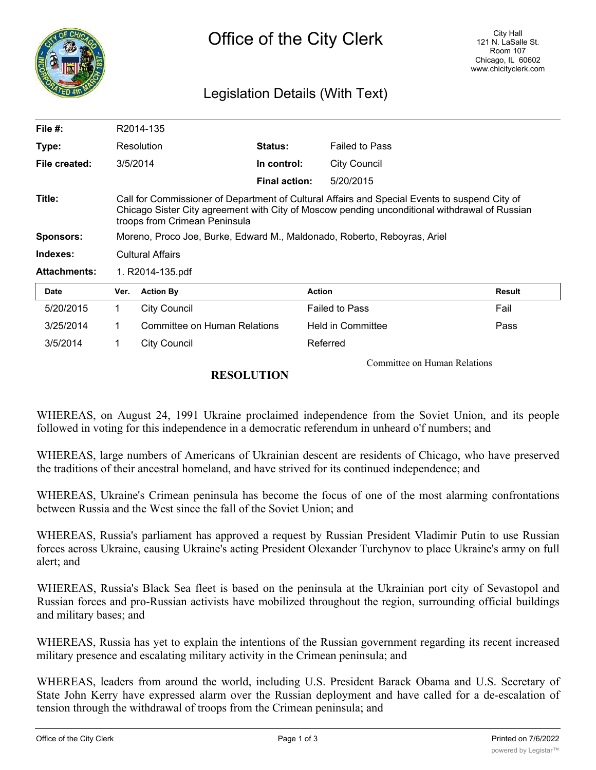# Office of the City Clerk

City Hall
121 N. LaSalle St.
Room 107
Chicago, IL 60602
www.chicityclerk.com

## Legislation Details (With Text)

| | | | |
|---|---|---|---|
| **File #:** | R2014-135 | | |
| **Type:** | Resolution | **Status:** | Failed to Pass |
| **File created:** | 3/5/2014 | **In control:** | City Council |
| | | **Final action:** | 5/20/2015 |

**Title:** Call for Commissioner of Department of Cultural Affairs and Special Events to suspend City of Chicago Sister City agreement with City of Moscow pending unconditional withdrawal of Russian troops from Crimean Peninsula

**Sponsors:** Moreno, Proco Joe, Burke, Edward M., Maldonado, Roberto, Reboyras, Ariel

**Indexes:** Cultural Affairs

**Attachments:** 1. R2014-135.pdf

| Date | Ver. | Action By | Action | Result |
|---|---|---|---|---|
| 5/20/2015 | 1 | City Council | Failed to Pass | Fail |
| 3/25/2014 | 1 | Committee on Human Relations | Held in Committee | Pass |
| 3/5/2014 | 1 | City Council | Referred | |

Committee on Human Relations

## RESOLUTION

WHEREAS, on August 24, 1991 Ukraine proclaimed independence from the Soviet Union, and its people followed in voting for this independence in a democratic referendum in unheard o'f numbers; and

WHEREAS, large numbers of Americans of Ukrainian descent are residents of Chicago, who have preserved the traditions of their ancestral homeland, and have strived for its continued independence; and

WHEREAS, Ukraine's Crimean peninsula has become the focus of one of the most alarming confrontations between Russia and the West since the fall of the Soviet Union; and

WHEREAS, Russia's parliament has approved a request by Russian President Vladimir Putin to use Russian forces across Ukraine, causing Ukraine's acting President Olexander Turchynov to place Ukraine's army on full alert; and

WHEREAS, Russia's Black Sea fleet is based on the peninsula at the Ukrainian port city of Sevastopol and Russian forces and pro-Russian activists have mobilized throughout the region, surrounding official buildings and military bases; and

WHEREAS, Russia has yet to explain the intentions of the Russian government regarding its recent increased military presence and escalating military activity in the Crimean peninsula; and

WHEREAS, leaders from around the world, including U.S. President Barack Obama and U.S. Secretary of State John Kerry have expressed alarm over the Russian deployment and have called for a de-escalation of tension through the withdrawal of troops from the Crimean peninsula; and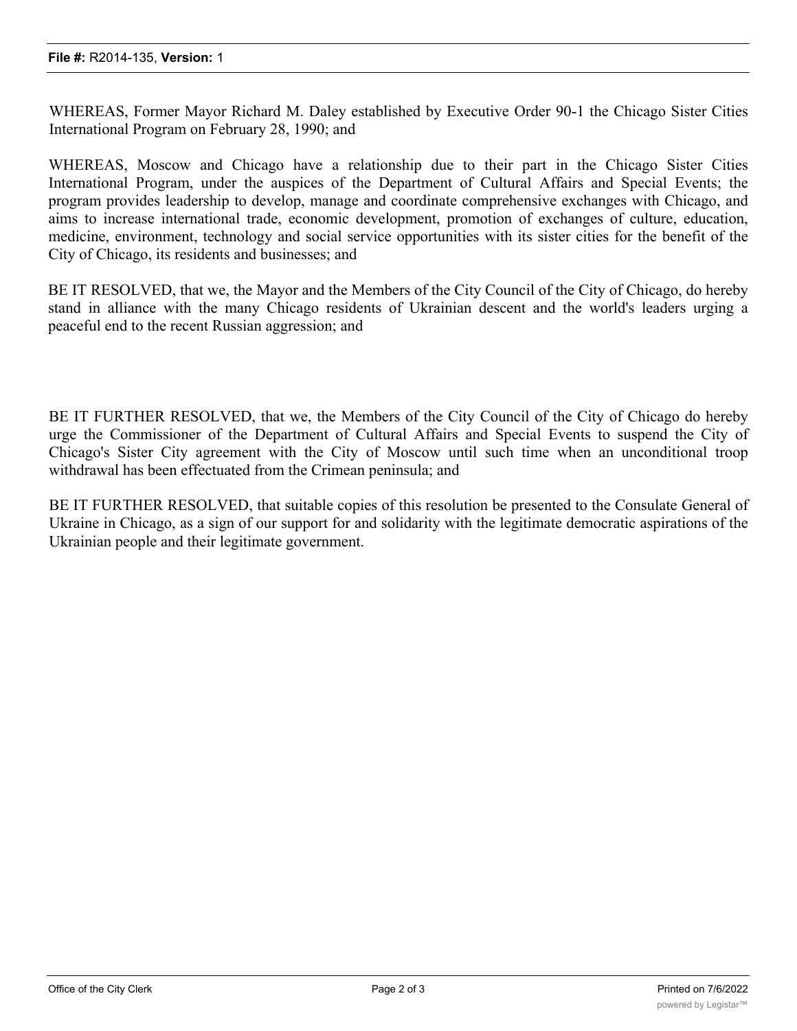WHEREAS, Former Mayor Richard M. Daley established by Executive Order 90-1 the Chicago Sister Cities International Program on February 28, 1990; and

WHEREAS, Moscow and Chicago have a relationship due to their part in the Chicago Sister Cities International Program, under the auspices of the Department of Cultural Affairs and Special Events; the program provides leadership to develop, manage and coordinate comprehensive exchanges with Chicago, and aims to increase international trade, economic development, promotion of exchanges of culture, education, medicine, environment, technology and social service opportunities with its sister cities for the benefit of the City of Chicago, its residents and businesses; and

BE IT RESOLVED, that we, the Mayor and the Members of the City Council of the City of Chicago, do hereby stand in alliance with the many Chicago residents of Ukrainian descent and the world's leaders urging a peaceful end to the recent Russian aggression; and

BE IT FURTHER RESOLVED, that we, the Members of the City Council of the City of Chicago do hereby urge the Commissioner of the Department of Cultural Affairs and Special Events to suspend the City of Chicago's Sister City agreement with the City of Moscow until such time when an unconditional troop withdrawal has been effectuated from the Crimean peninsula; and

BE IT FURTHER RESOLVED, that suitable copies of this resolution be presented to the Consulate General of Ukraine in Chicago, as a sign of our support for and solidarity with the legitimate democratic aspirations of the Ukrainian people and their legitimate government.